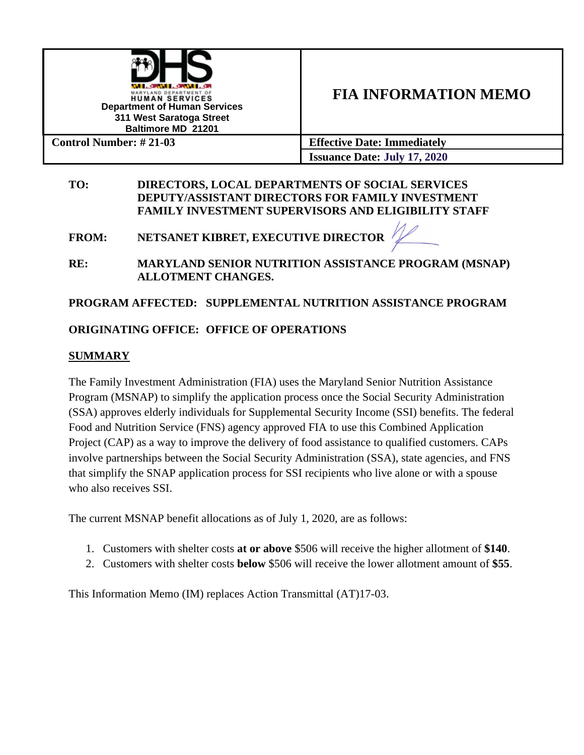| Maryland Department of Human Services<br>**Department of Human Services**<br>**311 West Saratoga Street**<br>**Baltimore MD 21201** | **FIA INFORMATION MEMO** |
|---|---|
| **Control Number: # 21-03** | **Effective Date: Immediately** |
| | **Issuance Date: July 17, 2020** |

**TO:** **DIRECTORS, LOCAL DEPARTMENTS OF SOCIAL SERVICES**
**DEPUTY/ASSISTANT DIRECTORS FOR FAMILY INVESTMENT**
**FAMILY INVESTMENT SUPERVISORS AND ELIGIBILITY STAFF**

**FROM:** **NETSANET KIBRET, EXECUTIVE DIRECTOR**

**RE:** **MARYLAND SENIOR NUTRITION ASSISTANCE PROGRAM (MSNAP) ALLOTMENT CHANGES.**

**PROGRAM AFFECTED: SUPPLEMENTAL NUTRITION ASSISTANCE PROGRAM**

**ORIGINATING OFFICE: OFFICE OF OPERATIONS**

## SUMMARY

The Family Investment Administration (FIA) uses the Maryland Senior Nutrition Assistance Program (MSNAP) to simplify the application process once the Social Security Administration (SSA) approves elderly individuals for Supplemental Security Income (SSI) benefits. The federal Food and Nutrition Service (FNS) agency approved FIA to use this Combined Application Project (CAP) as a way to improve the delivery of food assistance to qualified customers. CAPs involve partnerships between the Social Security Administration (SSA), state agencies, and FNS that simplify the SNAP application process for SSI recipients who live alone or with a spouse who also receives SSI.

The current MSNAP benefit allocations as of July 1, 2020, are as follows:

1. Customers with shelter costs **at or above** $506 will receive the higher allotment of **$140**.
2. Customers with shelter costs **below** $506 will receive the lower allotment amount of **$55**.

This Information Memo (IM) replaces Action Transmittal (AT)17-03.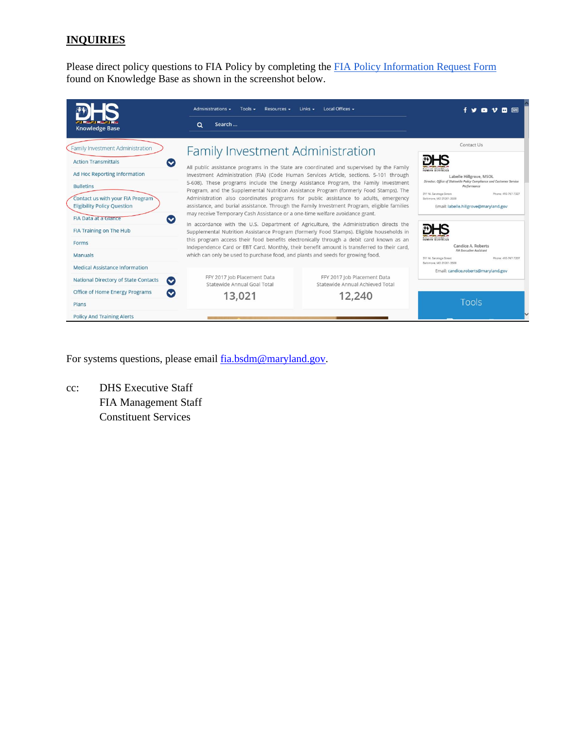## INQUIRIES

Please direct policy questions to FIA Policy by completing the [FIA Policy Information Request Form](#) found on Knowledge Base as shown in the screenshot below.

For systems questions, please email [fia.bsdm@maryland.gov](mailto:fia.bsdm@maryland.gov).

cc: DHS Executive Staff
FIA Management Staff
Constituent Services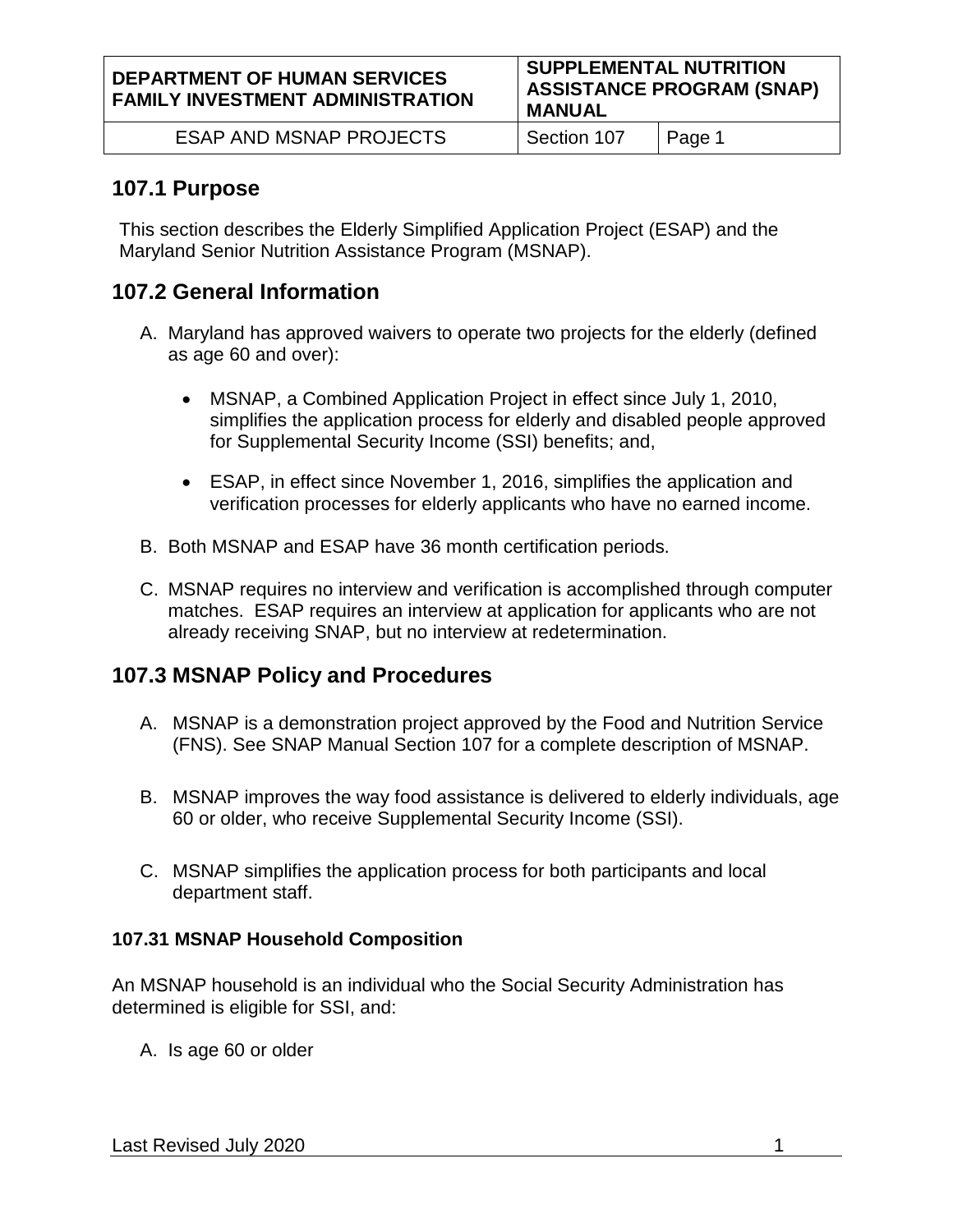## 107.1 Purpose

This section describes the Elderly Simplified Application Project (ESAP) and the Maryland Senior Nutrition Assistance Program (MSNAP).

## 107.2 General Information

A. Maryland has approved waivers to operate two projects for the elderly (defined as age 60 and over):

- MSNAP, a Combined Application Project in effect since July 1, 2010, simplifies the application process for elderly and disabled people approved for Supplemental Security Income (SSI) benefits; and,
- ESAP, in effect since November 1, 2016, simplifies the application and verification processes for elderly applicants who have no earned income.

B. Both MSNAP and ESAP have 36 month certification periods.

C. MSNAP requires no interview and verification is accomplished through computer matches. ESAP requires an interview at application for applicants who are not already receiving SNAP, but no interview at redetermination.

## 107.3 MSNAP Policy and Procedures

A. MSNAP is a demonstration project approved by the Food and Nutrition Service (FNS). See SNAP Manual Section 107 for a complete description of MSNAP.

B. MSNAP improves the way food assistance is delivered to elderly individuals, age 60 or older, who receive Supplemental Security Income (SSI).

C. MSNAP simplifies the application process for both participants and local department staff.

### 107.31 MSNAP Household Composition

An MSNAP household is an individual who the Social Security Administration has determined is eligible for SSI, and:

A. Is age 60 or older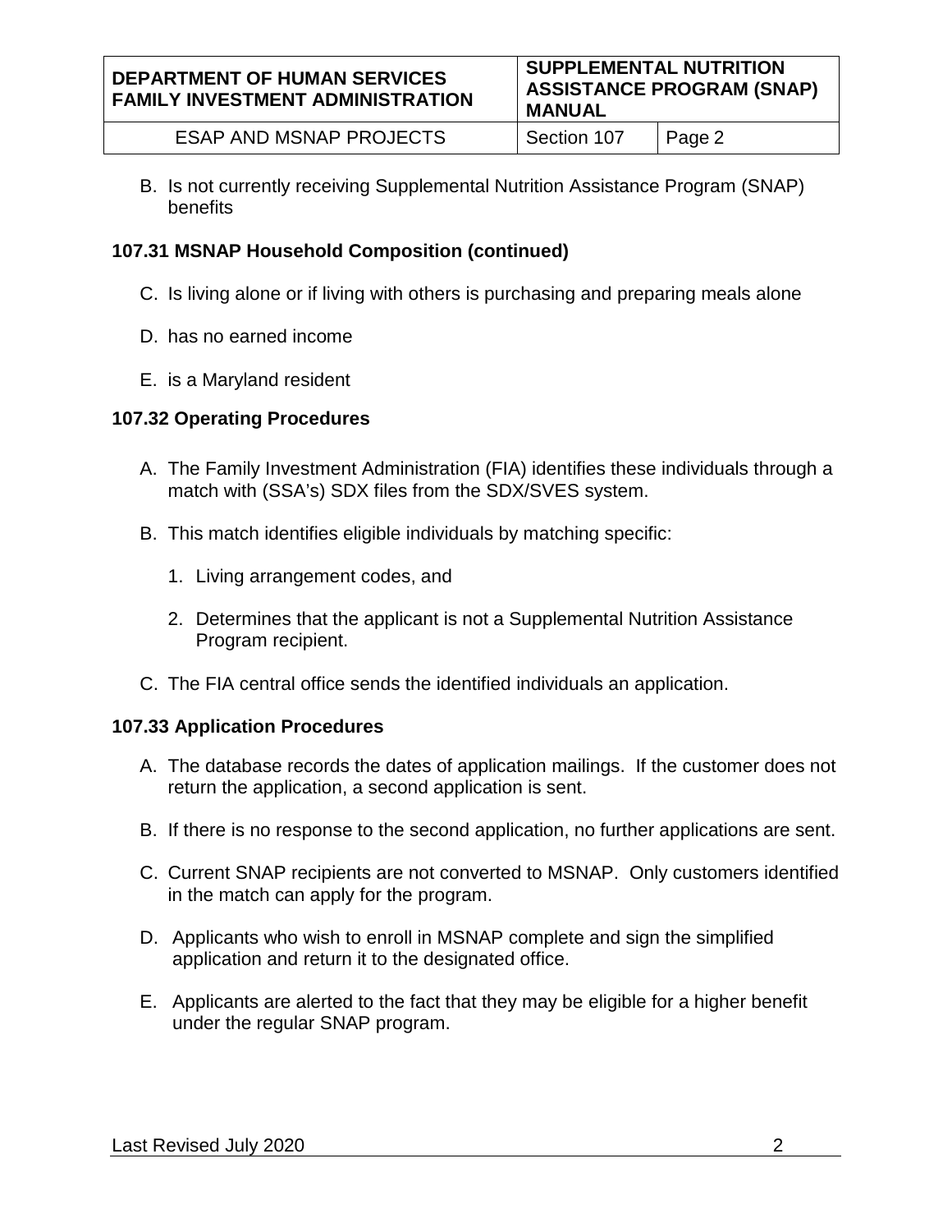B. Is not currently receiving Supplemental Nutrition Assistance Program (SNAP) benefits

### 107.31 MSNAP Household Composition (continued)

C. Is living alone or if living with others is purchasing and preparing meals alone

D. has no earned income

E. is a Maryland resident

### 107.32 Operating Procedures

A. The Family Investment Administration (FIA) identifies these individuals through a match with (SSA's) SDX files from the SDX/SVES system.

B. This match identifies eligible individuals by matching specific:

   1. Living arrangement codes, and

   2. Determines that the applicant is not a Supplemental Nutrition Assistance Program recipient.

C. The FIA central office sends the identified individuals an application.

### 107.33 Application Procedures

A. The database records the dates of application mailings. If the customer does not return the application, a second application is sent.

B. If there is no response to the second application, no further applications are sent.

C. Current SNAP recipients are not converted to MSNAP. Only customers identified in the match can apply for the program.

D. Applicants who wish to enroll in MSNAP complete and sign the simplified application and return it to the designated office.

E. Applicants are alerted to the fact that they may be eligible for a higher benefit under the regular SNAP program.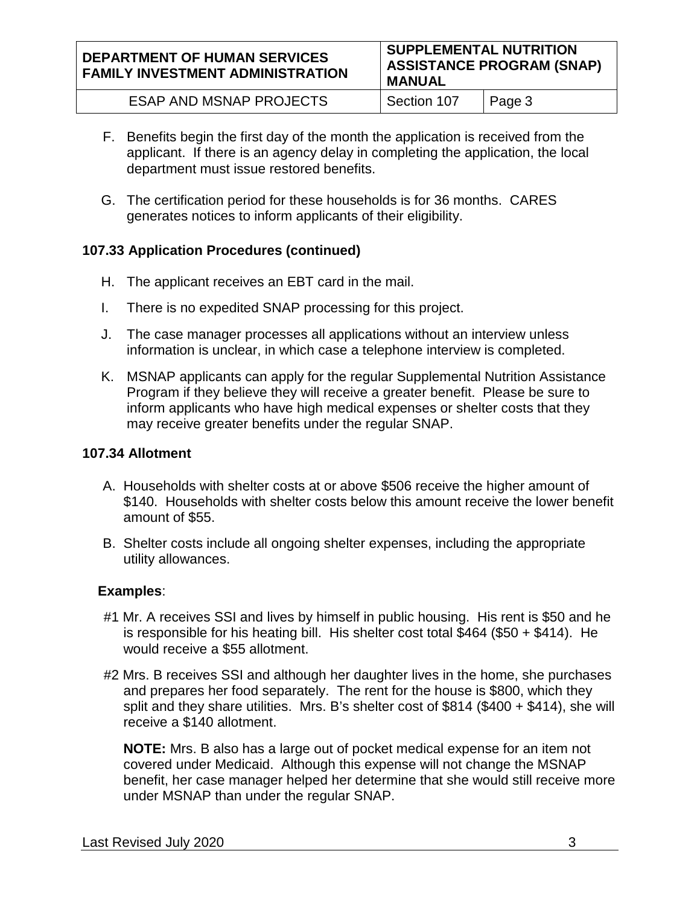F. Benefits begin the first day of the month the application is received from the applicant. If there is an agency delay in completing the application, the local department must issue restored benefits.

G. The certification period for these households is for 36 months. CARES generates notices to inform applicants of their eligibility.

### 107.33 Application Procedures (continued)

H. The applicant receives an EBT card in the mail.

I. There is no expedited SNAP processing for this project.

J. The case manager processes all applications without an interview unless information is unclear, in which case a telephone interview is completed.

K. MSNAP applicants can apply for the regular Supplemental Nutrition Assistance Program if they believe they will receive a greater benefit. Please be sure to inform applicants who have high medical expenses or shelter costs that they may receive greater benefits under the regular SNAP.

### 107.34 Allotment

A. Households with shelter costs at or above $506 receive the higher amount of $140. Households with shelter costs below this amount receive the lower benefit amount of $55.

B. Shelter costs include all ongoing shelter expenses, including the appropriate utility allowances.

**Examples**:

#1 Mr. A receives SSI and lives by himself in public housing. His rent is $50 and he is responsible for his heating bill. His shelter cost total $464 ($50 + $414). He would receive a $55 allotment.

#2 Mrs. B receives SSI and although her daughter lives in the home, she purchases and prepares her food separately. The rent for the house is $800, which they split and they share utilities. Mrs. B's shelter cost of $814 ($400 + $414), she will receive a $140 allotment.

**NOTE:** Mrs. B also has a large out of pocket medical expense for an item not covered under Medicaid. Although this expense will not change the MSNAP benefit, her case manager helped her determine that she would still receive more under MSNAP than under the regular SNAP.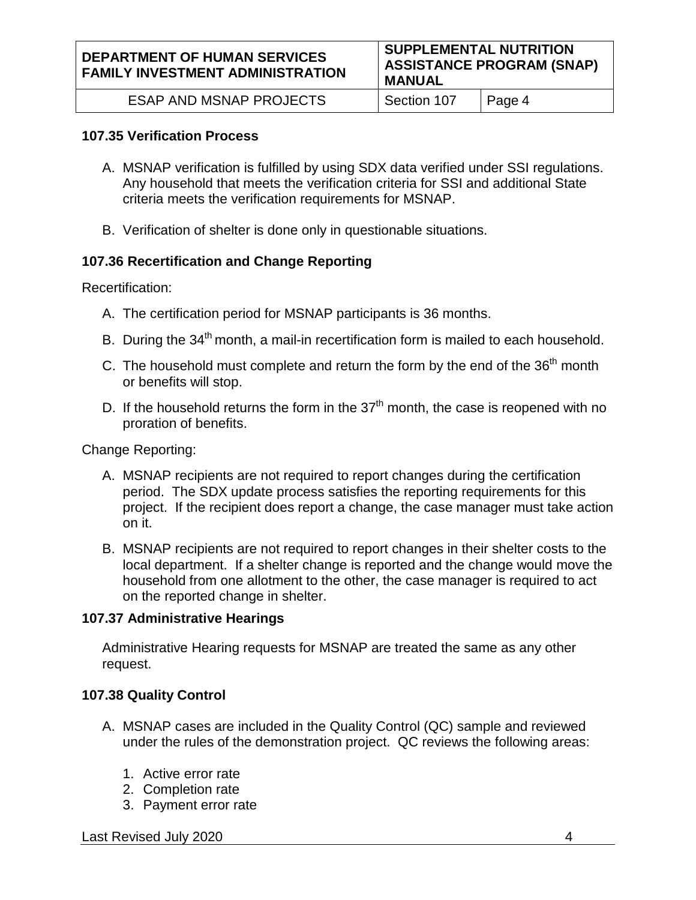### 107.35 Verification Process

A. MSNAP verification is fulfilled by using SDX data verified under SSI regulations. Any household that meets the verification criteria for SSI and additional State criteria meets the verification requirements for MSNAP.

B. Verification of shelter is done only in questionable situations.

### 107.36 Recertification and Change Reporting

Recertification:

A. The certification period for MSNAP participants is 36 months.

B. During the 34th month, a mail-in recertification form is mailed to each household.

C. The household must complete and return the form by the end of the 36th month or benefits will stop.

D. If the household returns the form in the 37th month, the case is reopened with no proration of benefits.

Change Reporting:

A. MSNAP recipients are not required to report changes during the certification period. The SDX update process satisfies the reporting requirements for this project. If the recipient does report a change, the case manager must take action on it.

B. MSNAP recipients are not required to report changes in their shelter costs to the local department. If a shelter change is reported and the change would move the household from one allotment to the other, the case manager is required to act on the reported change in shelter.

### 107.37 Administrative Hearings

Administrative Hearing requests for MSNAP are treated the same as any other request.

### 107.38 Quality Control

A. MSNAP cases are included in the Quality Control (QC) sample and reviewed under the rules of the demonstration project. QC reviews the following areas:

   1. Active error rate
   2. Completion rate
   3. Payment error rate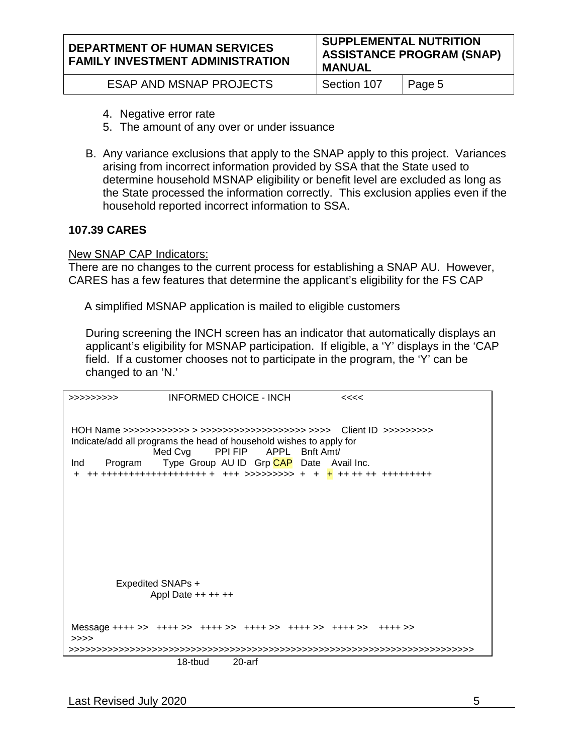4. Negative error rate
5. The amount of any over or under issuance

B. Any variance exclusions that apply to the SNAP apply to this project. Variances arising from incorrect information provided by SSA that the State used to determine household MSNAP eligibility or benefit level are excluded as long as the State processed the information correctly. This exclusion applies even if the household reported incorrect information to SSA.

### 107.39 CARES

New SNAP CAP Indicators:

There are no changes to the current process for establishing a SNAP AU. However, CARES has a few features that determine the applicant's eligibility for the FS CAP

A simplified MSNAP application is mailed to eligible customers

During screening the INCH screen has an indicator that automatically displays an applicant's eligibility for MSNAP participation. If eligible, a 'Y' displays in the 'CAP field. If a customer chooses not to participate in the program, the 'Y' can be changed to an 'N.'

```
>>>>>>>>>              INFORMED CHOICE - INCH              <<<<

 HOH Name >>>>>>>>>>>> > >>>>>>>>>>>>>>>>>> >>>>   Client ID  >>>>>>>>>
 Indicate/add all programs the head of household wishes to apply for
                    Med Cvg       PPI FIP      APPL   Bnft Amt/
 Ind      Program       Type  Group  AU ID  Grp CAP  Date   Avail Inc.
  +   ++ +++++++++++++++++++ +   +++  >>>>>>>>> +  +  +  ++ ++ ++  +++++++++









          Expedited SNAPs +
                  Appl Date ++ ++ ++


 Message ++++ >>   ++++ >>   ++++ >>   ++++ >>   ++++ >>   ++++ >>    ++++ >>
 >>>>
>>>>>>>>>>>>>>>>>>>>>>>>>>>>>>>>>>>>>>>>>>>>>>>>>>>>>>>>>>>>>>>>>>>>>>>>>>>
                        18-tbud        20-arf
```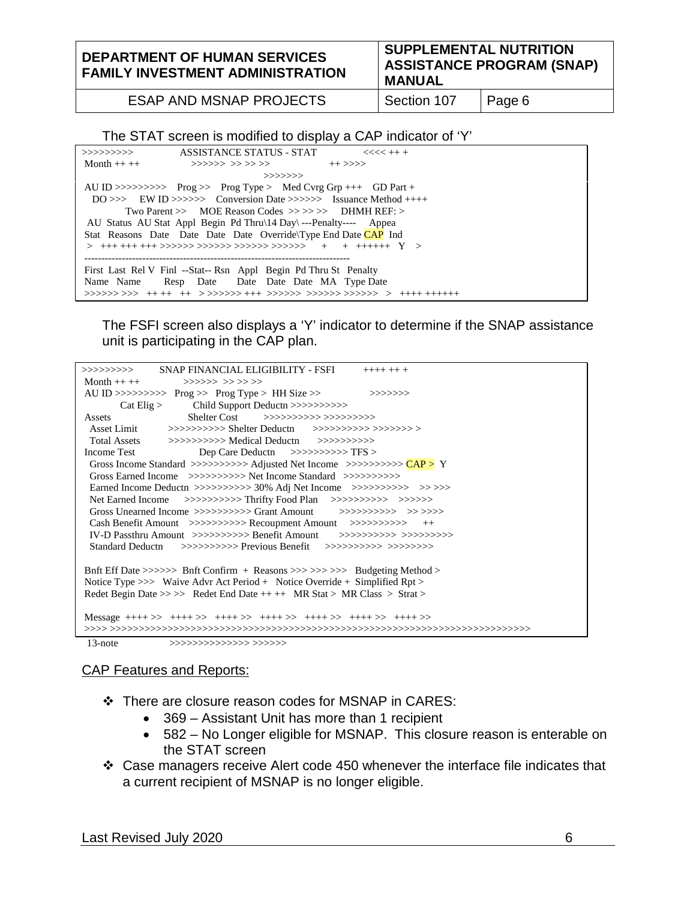The STAT screen is modified to display a CAP indicator of 'Y'

```
>>>>>>>>>          ASSISTANCE STATUS - STAT          <<<< ++ +
 Month ++ ++            >>>>>> >> >> >>              ++ >>>>
                                              >>>>>>>
 AU ID >>>>>>>>>   Prog >>   Prog Type >   Med Cvrg Grp +++   GD Part +
   DO >>>    EW ID >>>>>>    Conversion Date >>>>>>    Issuance Method ++++
            Two Parent >>    MOE Reason Codes  >> >> >>    DHMH REF: >
 AU  Status  AU Stat  Appl  Begin  Pd Thru\14 Day\ ---Penalty----   Appea
 Stat  Reasons  Date   Date  Date   Date  Override\Type End Date CAP  Ind
  >   +++ +++ +++ >>>>>> >>>>>> >>>>>> >>>>>>     +     +  ++++++   Y    >
 -----------------------------------------------------------------------------------
 First  Last  Rel V  Finl  --Stat-- Rsn   Appl   Begin  Pd Thru St  Penalty
 Name  Name        Resp    Date        Date   Date  Date  MA  Type Date
 >>>>>> >>>   ++ ++   ++   > >>>>>> +++  >>>>>>  >>>>>> >>>>>>   >   ++++ ++++++
```

The FSFI screen also displays a 'Y' indicator to determine if the SNAP assistance unit is participating in the CAP plan.

```
>>>>>>>>>        SNAP FINANCIAL ELIGIBILITY - FSFI        ++++ ++ +
 Month ++ ++            >>>>>> >> >> >>
 AU ID >>>>>>>>>   Prog >>   Prog Type >  HH Size >>               >>>>>>>
         Cat Elig >          Child Support Deductn >>>>>>>>>>
 Assets                    Shelter Cost        >>>>>>>>>> >>>>>>>>>
   Asset Limit          >>>>>>>>>> Shelter Deductn      >>>>>>>>>> >>>>>>> >
   Total Assets         >>>>>>>>>> Medical Deductn      >>>>>>>>>>
 Income Test                  Dep Care Deductn    >>>>>>>>>> TFS >
   Gross Income Standard  >>>>>>>>>> Adjusted Net Income   >>>>>>>>>> CAP >  Y
   Gross Earned Income    >>>>>>>>>> Net Income Standard   >>>>>>>>>>
   Earned Income Deductn >>>>>>>>>> 30% Adj Net Income    >>>>>>>>>>    >> >>>
   Net Earned Income      >>>>>>>>>> Thrifty Food Plan     >>>>>>>>>>    >>>>>>
   Gross Unearned Income >>>>>>>>>> Grant Amount          >>>>>>>>>>    >> >>>>
   Cash Benefit Amount    >>>>>>>>>> Recoupment Amount     >>>>>>>>>>      ++
   IV-D Passthru Amount   >>>>>>>>>> Benefit Amount        >>>>>>>>>>  >>>>>>>>>
   Standard Deductn       >>>>>>>>>> Previous Benefit      >>>>>>>>>>  >>>>>>>>

 Bnft Eff Date >>>>>>  Bnft Confirm  +  Reasons >>> >>> >>>   Budgeting Method >
 Notice Type >>>   Waive Advr Act Period +   Notice Override +  Simplified Rpt >
 Redet Begin Date >> >>   Redet End Date ++ ++   MR Stat >  MR Class  >  Strat >

 Message  ++++ >>   ++++ >>   ++++ >>   ++++ >>   ++++ >>   ++++ >>   ++++ >>
 >>>> >>>>>>>>>>>>>>>>>>>>>>>>>>>>>>>>>>>>>>>>>>>>>>>>>>>>>>>>>>>>>>>>>>>>>>>>>>
 13-note              >>>>>>>>>>>>>> >>>>>>
```

<u>CAP Features and Reports:</u>

- There are closure reason codes for MSNAP in CARES:
  - 369 – Assistant Unit has more than 1 recipient
  - 582 – No Longer eligible for MSNAP. This closure reason is enterable on the STAT screen
- Case managers receive Alert code 450 whenever the interface file indicates that a current recipient of MSNAP is no longer eligible.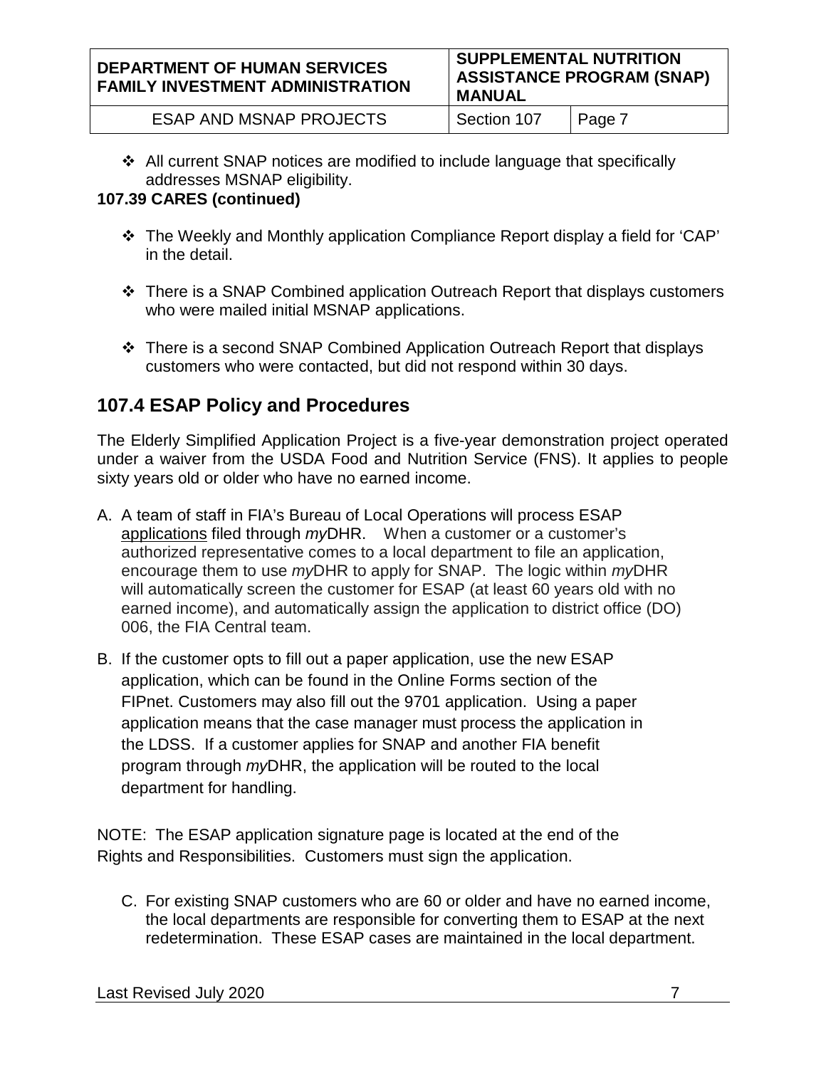- All current SNAP notices are modified to include language that specifically addresses MSNAP eligibility.

**107.39 CARES (continued)**

- The Weekly and Monthly application Compliance Report display a field for 'CAP' in the detail.

- There is a SNAP Combined application Outreach Report that displays customers who were mailed initial MSNAP applications.

- There is a second SNAP Combined Application Outreach Report that displays customers who were contacted, but did not respond within 30 days.

## 107.4 ESAP Policy and Procedures

The Elderly Simplified Application Project is a five-year demonstration project operated under a waiver from the USDA Food and Nutrition Service (FNS). It applies to people sixty years old or older who have no earned income.

A. A team of staff in FIA's Bureau of Local Operations will process ESAP applications filed through *my*DHR. When a customer or a customer's authorized representative comes to a local department to file an application, encourage them to use *my*DHR to apply for SNAP. The logic within *my*DHR will automatically screen the customer for ESAP (at least 60 years old with no earned income), and automatically assign the application to district office (DO) 006, the FIA Central team.

B. If the customer opts to fill out a paper application, use the new ESAP application, which can be found in the Online Forms section of the FIPnet. Customers may also fill out the 9701 application. Using a paper application means that the case manager must process the application in the LDSS. If a customer applies for SNAP and another FIA benefit program through *my*DHR, the application will be routed to the local department for handling.

NOTE: The ESAP application signature page is located at the end of the Rights and Responsibilities. Customers must sign the application.

C. For existing SNAP customers who are 60 or older and have no earned income, the local departments are responsible for converting them to ESAP at the next redetermination. These ESAP cases are maintained in the local department.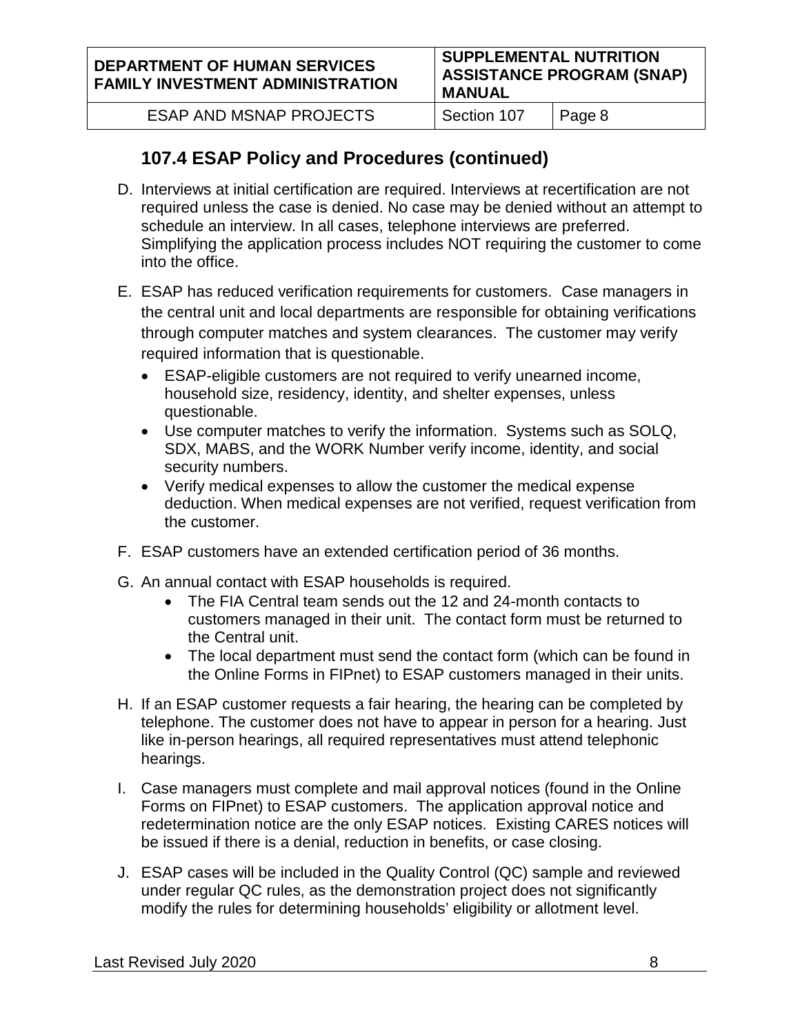## 107.4 ESAP Policy and Procedures (continued)

D. Interviews at initial certification are required. Interviews at recertification are not required unless the case is denied. No case may be denied without an attempt to schedule an interview. In all cases, telephone interviews are preferred. Simplifying the application process includes NOT requiring the customer to come into the office.

E. ESAP has reduced verification requirements for customers. Case managers in the central unit and local departments are responsible for obtaining verifications through computer matches and system clearances. The customer may verify required information that is questionable.

   - ESAP-eligible customers are not required to verify unearned income, household size, residency, identity, and shelter expenses, unless questionable.
   - Use computer matches to verify the information. Systems such as SOLQ, SDX, MABS, and the WORK Number verify income, identity, and social security numbers.
   - Verify medical expenses to allow the customer the medical expense deduction. When medical expenses are not verified, request verification from the customer.

F. ESAP customers have an extended certification period of 36 months.

G. An annual contact with ESAP households is required.

   - The FIA Central team sends out the 12 and 24-month contacts to customers managed in their unit. The contact form must be returned to the Central unit.
   - The local department must send the contact form (which can be found in the Online Forms in FIPnet) to ESAP customers managed in their units.

H. If an ESAP customer requests a fair hearing, the hearing can be completed by telephone. The customer does not have to appear in person for a hearing. Just like in-person hearings, all required representatives must attend telephonic hearings.

I. Case managers must complete and mail approval notices (found in the Online Forms on FIPnet) to ESAP customers. The application approval notice and redetermination notice are the only ESAP notices. Existing CARES notices will be issued if there is a denial, reduction in benefits, or case closing.

J. ESAP cases will be included in the Quality Control (QC) sample and reviewed under regular QC rules, as the demonstration project does not significantly modify the rules for determining households' eligibility or allotment level.

Last Revised July 2020